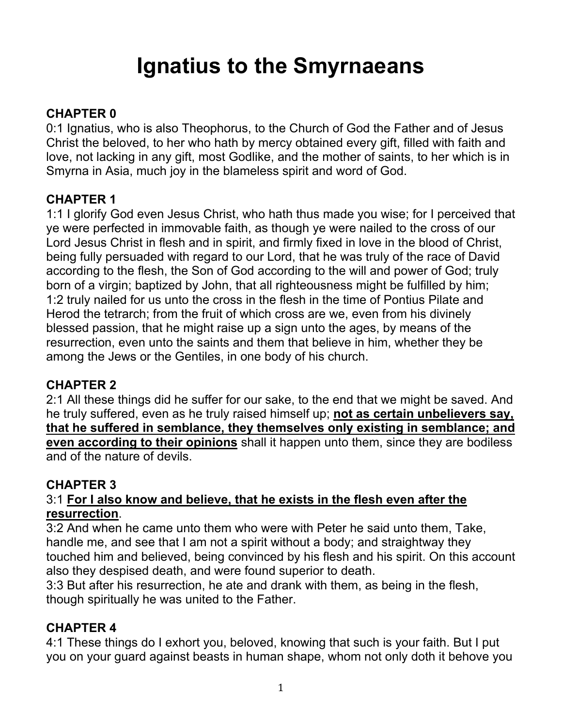# Ignatius to the Smyrnaeans

### CHAPTER 0

0:1 Ignatius, who is also Theophorus, to the Church of God the Father and of Jesus Christ the beloved, to her who hath by mercy obtained every gift, filled with faith and love, not lacking in any gift, most Godlike, and the mother of saints, to her which is in Smyrna in Asia, much joy in the blameless spirit and word of God.

### CHAPTER 1

1:1 I glorify God even Jesus Christ, who hath thus made you wise; for I perceived that ye were perfected in immovable faith, as though ye were nailed to the cross of our Lord Jesus Christ in flesh and in spirit, and firmly fixed in love in the blood of Christ, being fully persuaded with regard to our Lord, that he was truly of the race of David according to the flesh, the Son of God according to the will and power of God; truly born of a virgin; baptized by John, that all righteousness might be fulfilled by him;
1:2 truly nailed for us unto the cross in the flesh in the time of Pontius Pilate and Herod the tetrarch; from the fruit of which cross are we, even from his divinely blessed passion, that he might raise up a sign unto the ages, by means of the resurrection, even unto the saints and them that believe in him, whether they be among the Jews or the Gentiles, in one body of his church.

### CHAPTER 2

2:1 All these things did he suffer for our sake, to the end that we might be saved. And he truly suffered, even as he truly raised himself up; **<u>not as certain unbelievers say, that he suffered in semblance, they themselves only existing in semblance; and even according to their opinions</u>** shall it happen unto them, since they are bodiless and of the nature of devils.

### CHAPTER 3

3:1 **<u>For I also know and believe, that he exists in the flesh even after the resurrection</u>**.
3:2 And when he came unto them who were with Peter he said unto them, Take, handle me, and see that I am not a spirit without a body; and straightway they touched him and believed, being convinced by his flesh and his spirit. On this account also they despised death, and were found superior to death.
3:3 But after his resurrection, he ate and drank with them, as being in the flesh, though spiritually he was united to the Father.

### CHAPTER 4

4:1 These things do I exhort you, beloved, knowing that such is your faith. But I put you on your guard against beasts in human shape, whom not only doth it behove you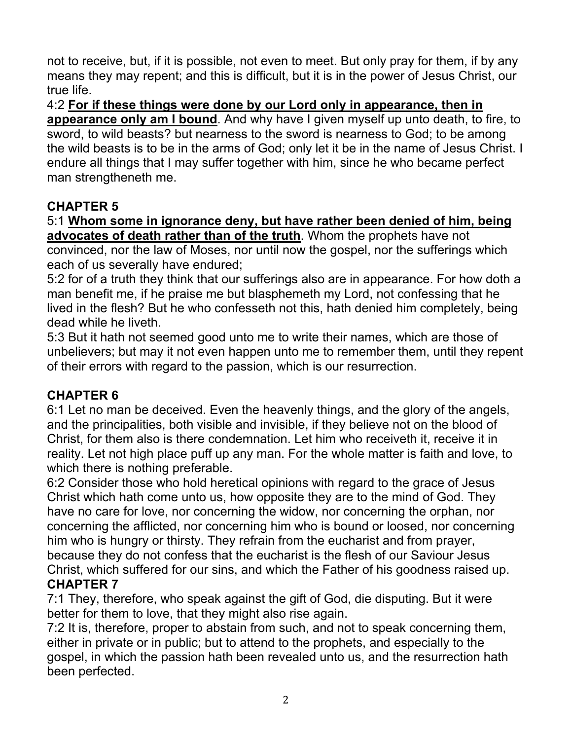not to receive, but, if it is possible, not even to meet. But only pray for them, if by any means they may repent; and this is difficult, but it is in the power of Jesus Christ, our true life.

4:2 **<u>For if these things were done by our Lord only in appearance, then in appearance only am I bound</u>**. And why have I given myself up unto death, to fire, to sword, to wild beasts? but nearness to the sword is nearness to God; to be among the wild beasts is to be in the arms of God; only let it be in the name of Jesus Christ. I endure all things that I may suffer together with him, since he who became perfect man strengtheneth me.

## CHAPTER 5

5:1 **<u>Whom some in ignorance deny, but have rather been denied of him, being advocates of death rather than of the truth</u>**. Whom the prophets have not convinced, nor the law of Moses, nor until now the gospel, nor the sufferings which each of us severally have endured;

5:2 for of a truth they think that our sufferings also are in appearance. For how doth a man benefit me, if he praise me but blasphemeth my Lord, not confessing that he lived in the flesh? But he who confesseth not this, hath denied him completely, being dead while he liveth.

5:3 But it hath not seemed good unto me to write their names, which are those of unbelievers; but may it not even happen unto me to remember them, until they repent of their errors with regard to the passion, which is our resurrection.

## CHAPTER 6

6:1 Let no man be deceived. Even the heavenly things, and the glory of the angels, and the principalities, both visible and invisible, if they believe not on the blood of Christ, for them also is there condemnation. Let him who receiveth it, receive it in reality. Let not high place puff up any man. For the whole matter is faith and love, to which there is nothing preferable.

6:2 Consider those who hold heretical opinions with regard to the grace of Jesus Christ which hath come unto us, how opposite they are to the mind of God. They have no care for love, nor concerning the widow, nor concerning the orphan, nor concerning the afflicted, nor concerning him who is bound or loosed, nor concerning him who is hungry or thirsty. They refrain from the eucharist and from prayer, because they do not confess that the eucharist is the flesh of our Saviour Jesus Christ, which suffered for our sins, and which the Father of his goodness raised up.

## CHAPTER 7

7:1 They, therefore, who speak against the gift of God, die disputing. But it were better for them to love, that they might also rise again.

7:2 It is, therefore, proper to abstain from such, and not to speak concerning them, either in private or in public; but to attend to the prophets, and especially to the gospel, in which the passion hath been revealed unto us, and the resurrection hath been perfected.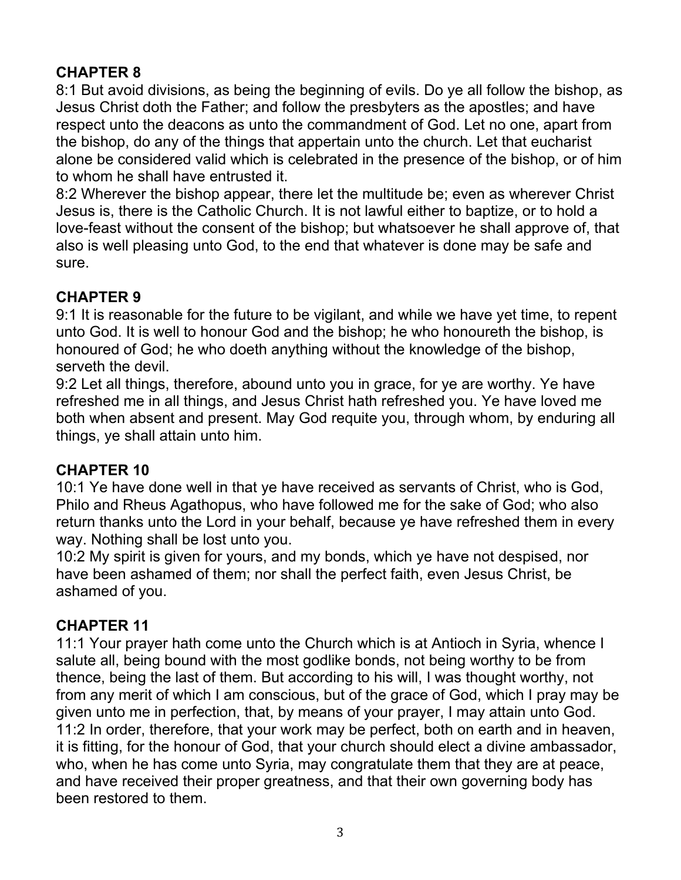**CHAPTER 8**

8:1 But avoid divisions, as being the beginning of evils. Do ye all follow the bishop, as Jesus Christ doth the Father; and follow the presbyters as the apostles; and have respect unto the deacons as unto the commandment of God. Let no one, apart from the bishop, do any of the things that appertain unto the church. Let that eucharist alone be considered valid which is celebrated in the presence of the bishop, or of him to whom he shall have entrusted it.

8:2 Wherever the bishop appear, there let the multitude be; even as wherever Christ Jesus is, there is the Catholic Church. It is not lawful either to baptize, or to hold a love-feast without the consent of the bishop; but whatsoever he shall approve of, that also is well pleasing unto God, to the end that whatever is done may be safe and sure.

**CHAPTER 9**

9:1 It is reasonable for the future to be vigilant, and while we have yet time, to repent unto God. It is well to honour God and the bishop; he who honoureth the bishop, is honoured of God; he who doeth anything without the knowledge of the bishop, serveth the devil.

9:2 Let all things, therefore, abound unto you in grace, for ye are worthy. Ye have refreshed me in all things, and Jesus Christ hath refreshed you. Ye have loved me both when absent and present. May God requite you, through whom, by enduring all things, ye shall attain unto him.

**CHAPTER 10**

10:1 Ye have done well in that ye have received as servants of Christ, who is God, Philo and Rheus Agathopus, who have followed me for the sake of God; who also return thanks unto the Lord in your behalf, because ye have refreshed them in every way. Nothing shall be lost unto you.

10:2 My spirit is given for yours, and my bonds, which ye have not despised, nor have been ashamed of them; nor shall the perfect faith, even Jesus Christ, be ashamed of you.

**CHAPTER 11**

11:1 Your prayer hath come unto the Church which is at Antioch in Syria, whence I salute all, being bound with the most godlike bonds, not being worthy to be from thence, being the last of them. But according to his will, I was thought worthy, not from any merit of which I am conscious, but of the grace of God, which I pray may be given unto me in perfection, that, by means of your prayer, I may attain unto God.

11:2 In order, therefore, that your work may be perfect, both on earth and in heaven, it is fitting, for the honour of God, that your church should elect a divine ambassador, who, when he has come unto Syria, may congratulate them that they are at peace, and have received their proper greatness, and that their own governing body has been restored to them.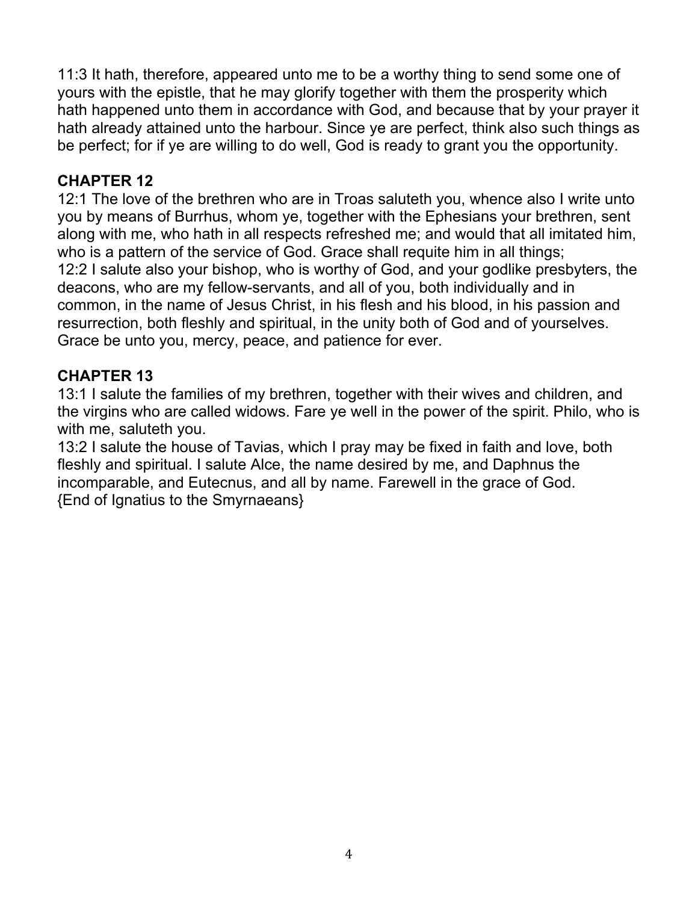11:3 It hath, therefore, appeared unto me to be a worthy thing to send some one of yours with the epistle, that he may glorify together with them the prosperity which hath happened unto them in accordance with God, and because that by your prayer it hath already attained unto the harbour. Since ye are perfect, think also such things as be perfect; for if ye are willing to do well, God is ready to grant you the opportunity.

## CHAPTER 12

12:1 The love of the brethren who are in Troas saluteth you, whence also I write unto you by means of Burrhus, whom ye, together with the Ephesians your brethren, sent along with me, who hath in all respects refreshed me; and would that all imitated him, who is a pattern of the service of God. Grace shall requite him in all things;
12:2 I salute also your bishop, who is worthy of God, and your godlike presbyters, the deacons, who are my fellow-servants, and all of you, both individually and in common, in the name of Jesus Christ, in his flesh and his blood, in his passion and resurrection, both fleshly and spiritual, in the unity both of God and of yourselves. Grace be unto you, mercy, peace, and patience for ever.

## CHAPTER 13

13:1 I salute the families of my brethren, together with their wives and children, and the virgins who are called widows. Fare ye well in the power of the spirit. Philo, who is with me, saluteth you.
13:2 I salute the house of Tavias, which I pray may be fixed in faith and love, both fleshly and spiritual. I salute Alce, the name desired by me, and Daphnus the incomparable, and Eutecnus, and all by name. Farewell in the grace of God.
{End of Ignatius to the Smyrnaeans}